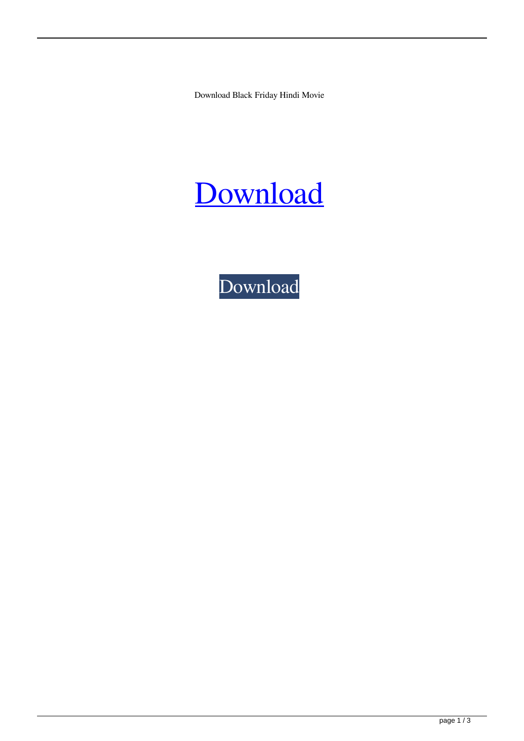Download Black Friday Hindi Movie

Download

Download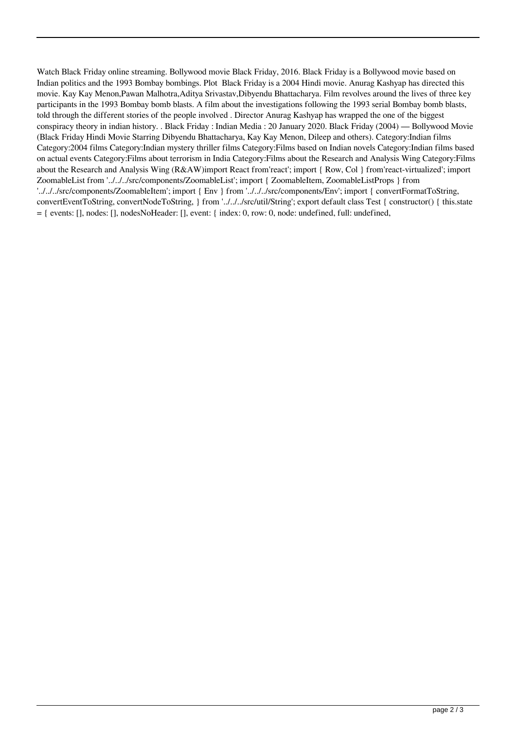Watch Black Friday online streaming. Bollywood movie Black Friday, 2016. Black Friday is a Bollywood movie based on Indian politics and the 1993 Bombay bombings. Plot  Black Friday is a 2004 Hindi movie. Anurag Kashyap has directed this movie. Kay Kay Menon,Pawan Malhotra,Aditya Srivastav,Dibyendu Bhattacharya. Film revolves around the lives of three key participants in the 1993 Bombay bomb blasts. A film about the investigations following the 1993 serial Bombay bomb blasts, told through the different stories of the people involved . Director Anurag Kashyap has wrapped the one of the biggest conspiracy theory in indian history. . Black Friday : Indian Media : 20 January 2020. Black Friday (2004) — Bollywood Movie (Black Friday Hindi Movie Starring Dibyendu Bhattacharya, Kay Kay Menon, Dileep and others). Category:Indian films Category:2004 films Category:Indian mystery thriller films Category:Films based on Indian novels Category:Indian films based on actual events Category:Films about terrorism in India Category:Films about the Research and Analysis Wing Category:Films about the Research and Analysis Wing (R&AW)import React from'react'; import { Row, Col } from'react-virtualized'; import ZoomableList from '../../../src/components/ZoomableList'; import { ZoomableItem, ZoomableListProps } from '../../../src/components/ZoomableItem'; import { Env } from '../../../src/components/Env'; import { convertFormatToString, convertEventToString, convertNodeToString, } from '../../../src/util/String'; export default class Test { constructor() { this.state = { events: [], nodes: [], nodesNoHeader: [], event: { index: 0, row: 0, node: undefined, full: undefined,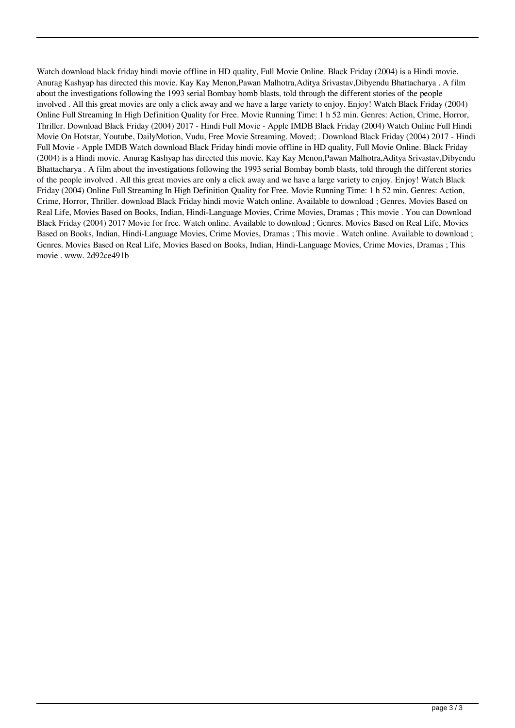Watch download black friday hindi movie offline in HD quality, Full Movie Online. Black Friday (2004) is a Hindi movie. Anurag Kashyap has directed this movie. Kay Kay Menon,Pawan Malhotra,Aditya Srivastav,Dibyendu Bhattacharya . A film about the investigations following the 1993 serial Bombay bomb blasts, told through the different stories of the people involved . All this great movies are only a click away and we have a large variety to enjoy. Enjoy! Watch Black Friday (2004) Online Full Streaming In High Definition Quality for Free. Movie Running Time: 1 h 52 min. Genres: Action, Crime, Horror, Thriller. Download Black Friday (2004) 2017 - Hindi Full Movie - Apple IMDB Black Friday (2004) Watch Online Full Hindi Movie On Hotstar, Youtube, DailyMotion, Vudu, Free Movie Streaming. Moved; . Download Black Friday (2004) 2017 - Hindi Full Movie - Apple IMDB Watch download Black Friday hindi movie offline in HD quality, Full Movie Online. Black Friday (2004) is a Hindi movie. Anurag Kashyap has directed this movie. Kay Kay Menon,Pawan Malhotra,Aditya Srivastav,Dibyendu Bhattacharya . A film about the investigations following the 1993 serial Bombay bomb blasts, told through the different stories of the people involved . All this great movies are only a click away and we have a large variety to enjoy. Enjoy! Watch Black Friday (2004) Online Full Streaming In High Definition Quality for Free. Movie Running Time: 1 h 52 min. Genres: Action, Crime, Horror, Thriller. download Black Friday hindi movie Watch online. Available to download ; Genres. Movies Based on Real Life, Movies Based on Books, Indian, Hindi-Language Movies, Crime Movies, Dramas ; This movie . You can Download Black Friday (2004) 2017 Movie for free. Watch online. Available to download ; Genres. Movies Based on Real Life, Movies Based on Books, Indian, Hindi-Language Movies, Crime Movies, Dramas ; This movie . Watch online. Available to download ; Genres. Movies Based on Real Life, Movies Based on Books, Indian, Hindi-Language Movies, Crime Movies, Dramas ; This movie . www. 2d92ce491b